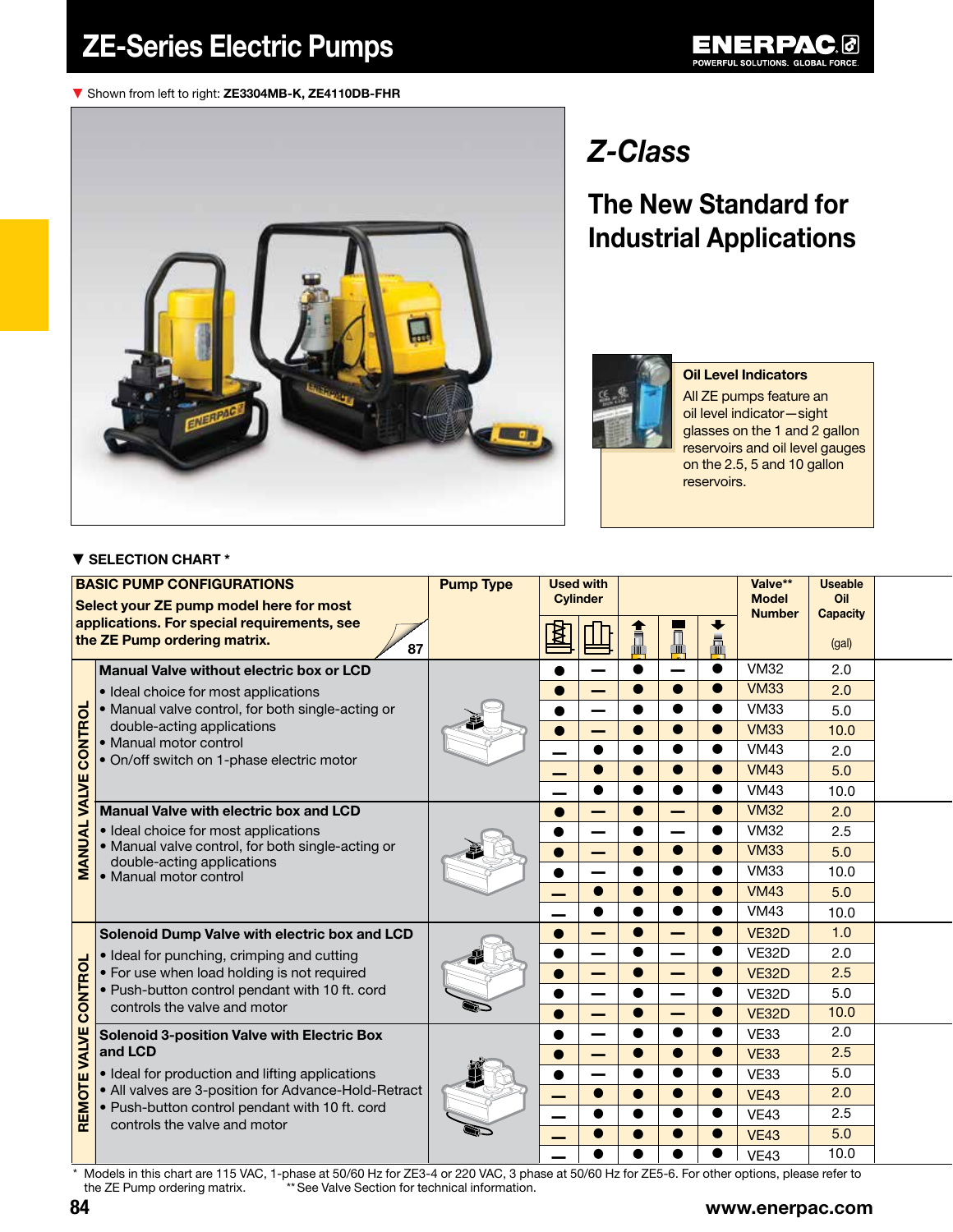# ZE-Series Electric Pumps

▼ Shown from left to right: **ZE3304MB-K, ZE4110DB-FHR**

## *Z-Class*

## The New Standard for Industrial Applications

**Oil Level Indicators**

All ZE pumps feature an oil level indicator—sight glasses on the 1 and 2 gallon reservoirs and oil level gauges on the 2.5, 5 and 10 gallon reservoirs.

▼ **SELECTION CHART ***

| BASIC PUMP CONFIGURATIONS<br>Select your ZE pump model here for most applications. For special requirements, see the ZE Pump ordering matrix. 87 | | Pump Type | Used with Cylinder | | | | | Valve** Model Number | Useable Oil Capacity (gal) |
|---|---|---|---|---|---|---|---|---|---|
| MANUAL VALVE CONTROL | **Manual Valve without electric box or LCD**<br>• Ideal choice for most applications<br>• Manual valve control, for both single-acting or double-acting applications<br>• Manual motor control<br>• On/off switch on 1-phase electric motor | | ● | — | ● | — | ● | VM32 | 2.0 |
| | | | ● | — | ● | ● | ● | VM33 | 2.0 |
| | | | ● | — | ● | ● | ● | VM33 | 5.0 |
| | | | ● | — | ● | ● | ● | VM33 | 10.0 |
| | | | — | ● | ● | ● | ● | VM43 | 2.0 |
| | | | — | ● | ● | ● | ● | VM43 | 5.0 |
| | | | — | ● | ● | ● | ● | VM43 | 10.0 |
| | **Manual Valve with electric box and LCD**<br>• Ideal choice for most applications<br>• Manual valve control, for both single-acting or double-acting applications<br>• Manual motor control | | ● | — | ● | — | ● | VM32 | 2.0 |
| | | | ● | — | ● | — | ● | VM32 | 2.5 |
| | | | ● | — | ● | ● | ● | VM33 | 5.0 |
| | | | ● | — | ● | ● | ● | VM33 | 10.0 |
| | | | — | ● | ● | ● | ● | VM43 | 5.0 |
| | | | — | ● | ● | ● | ● | VM43 | 10.0 |
| REMOTE VALVE CONTROL | **Solenoid Dump Valve with electric box and LCD**<br>• Ideal for punching, crimping and cutting<br>• For use when load holding is not required<br>• Push-button control pendant with 10 ft. cord controls the valve and motor | | ● | — | ● | — | ● | VE32D | 1.0 |
| | | | ● | — | ● | — | ● | VE32D | 2.0 |
| | | | ● | — | ● | — | ● | VE32D | 2.5 |
| | | | ● | — | ● | — | ● | VE32D | 5.0 |
| | | | ● | — | ● | — | ● | VE32D | 10.0 |
| | **Solenoid 3-position Valve with Electric Box and LCD**<br>• Ideal for production and lifting applications<br>• All valves are 3-position for Advance-Hold-Retract<br>• Push-button control pendant with 10 ft. cord controls the valve and motor | | ● | — | ● | ● | ● | VE33 | 2.0 |
| | | | ● | — | ● | ● | ● | VE33 | 2.5 |
| | | | ● | — | ● | ● | ● | VE33 | 5.0 |
| | | | — | ● | ● | ● | ● | VE43 | 2.0 |
| | | | — | ● | ● | ● | ● | VE43 | 2.5 |
| | | | — | ● | ● | ● | ● | VE43 | 5.0 |
| | | | — | ● | ● | ● | ● | VE43 | 10.0 |

\* Models in this chart are 115 VAC, 1-phase at 50/60 Hz for ZE3-4 or 220 VAC, 3 phase at 50/60 Hz for ZE5-6. For other options, please refer to the ZE Pump ordering matrix. ** See Valve Section for technical information.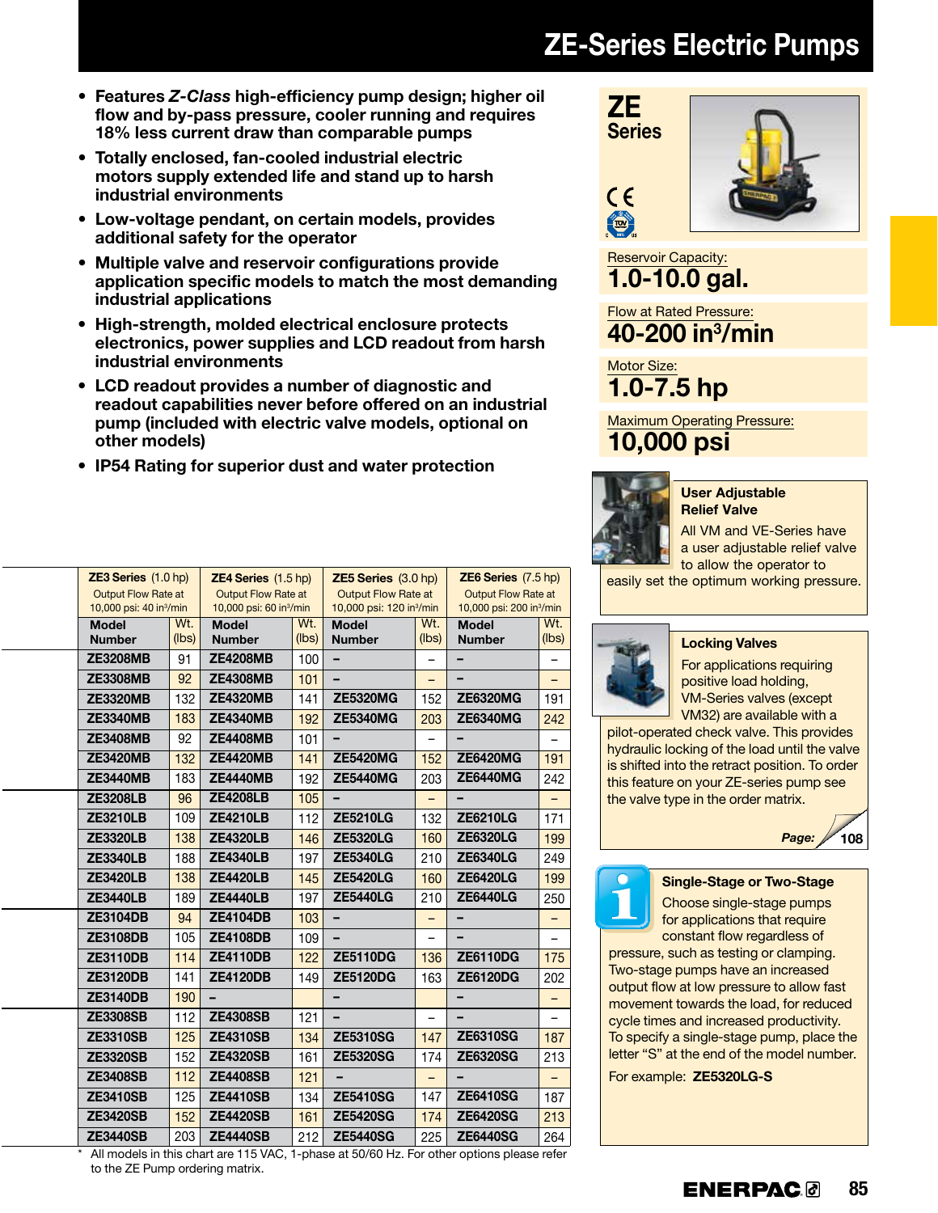# ZE-Series Electric Pumps

- **Features *Z-Class* high-efficiency pump design; higher oil flow and by-pass pressure, cooler running and requires 18% less current draw than comparable pumps**
- **Totally enclosed, fan-cooled industrial electric motors supply extended life and stand up to harsh industrial environments**
- **Low-voltage pendant, on certain models, provides additional safety for the operator**
- **Multiple valve and reservoir configurations provide application specific models to match the most demanding industrial applications**
- **High-strength, molded electrical enclosure protects electronics, power supplies and LCD readout from harsh industrial environments**
- **LCD readout provides a number of diagnostic and readout capabilities never before offered on an industrial pump (included with electric valve models, optional on other models)**
- **IP54 Rating for superior dust and water protection**

## ZE Series

Reservoir Capacity:
**1.0-10.0 gal.**

Flow at Rated Pressure:
**40-200 in³/min**

Motor Size:
**1.0-7.5 hp**

Maximum Operating Pressure:
**10,000 psi**

| **ZE3 Series** (1.0 hp) Output Flow Rate at 10,000 psi: 40 in³/min | | **ZE4 Series** (1.5 hp) Output Flow Rate at 10,000 psi: 60 in³/min | | **ZE5 Series** (3.0 hp) Output Flow Rate at 10,000 psi: 120 in³/min | | **ZE6 Series** (7.5 hp) Output Flow Rate at 10,000 psi: 200 in³/min | |
|---|---|---|---|---|---|---|---|
| **Model Number** | **Wt. (lbs)** | **Model Number** | **Wt. (lbs)** | **Model Number** | **Wt. (lbs)** | **Model Number** | **Wt. (lbs)** |
| ZE3208MB | 91 | ZE4208MB | 100 | – | – | – | – |
| ZE3308MB | 92 | ZE4308MB | 101 | – | – | – | – |
| ZE3320MB | 132 | ZE4320MB | 141 | ZE5320MG | 152 | ZE6320MG | 191 |
| ZE3340MB | 183 | ZE4340MB | 192 | ZE5340MG | 203 | ZE6340MG | 242 |
| ZE3408MB | 92 | ZE4408MB | 101 | – | – | – | – |
| ZE3420MB | 132 | ZE4420MB | 141 | ZE5420MG | 152 | ZE6420MG | 191 |
| ZE3440MB | 183 | ZE4440MB | 192 | ZE5440MG | 203 | ZE6440MG | 242 |
| ZE3208LB | 96 | ZE4208LB | 105 | – | – | – | – |
| ZE3210LB | 109 | ZE4210LB | 112 | ZE5210LG | 132 | ZE6210LG | 171 |
| ZE3320LB | 138 | ZE4320LB | 146 | ZE5320LG | 160 | ZE6320LG | 199 |
| ZE3340LB | 188 | ZE4340LB | 197 | ZE5340LG | 210 | ZE6340LG | 249 |
| ZE3420LB | 138 | ZE4420LB | 145 | ZE5420LG | 160 | ZE6420LG | 199 |
| ZE3440LB | 189 | ZE4440LB | 197 | ZE5440LG | 210 | ZE6440LG | 250 |
| ZE3104DB | 94 | ZE4104DB | 103 | – | – | – | – |
| ZE3108DB | 105 | ZE4108DB | 109 | – | – | – | – |
| ZE3110DB | 114 | ZE4110DB | 122 | ZE5110DG | 136 | ZE6110DG | 175 |
| ZE3120DB | 141 | ZE4120DB | 149 | ZE5120DG | 163 | ZE6120DG | 202 |
| ZE3140DB | 190 | – | | – | | – | – |
| ZE3308SB | 112 | ZE4308SB | 121 | – | – | – | – |
| ZE3310SB | 125 | ZE4310SB | 134 | ZE5310SG | 147 | ZE6310SG | 187 |
| ZE3320SB | 152 | ZE4320SB | 161 | ZE5320SG | 174 | ZE6320SG | 213 |
| ZE3408SB | 112 | ZE4408SB | 121 | – | – | – | – |
| ZE3410SB | 125 | ZE4410SB | 134 | ZE5410SG | 147 | ZE6410SG | 187 |
| ZE3420SB | 152 | ZE4420SB | 161 | ZE5420SG | 174 | ZE6420SG | 213 |
| ZE3440SB | 203 | ZE4440SB | 212 | ZE5440SG | 225 | ZE6440SG | 264 |

\* All models in this chart are 115 VAC, 1-phase at 50/60 Hz. For other options please refer to the ZE Pump ordering matrix.

### User Adjustable Relief Valve

All VM and VE-Series have a user adjustable relief valve to allow the operator to easily set the optimum working pressure.

### Locking Valves

For applications requiring positive load holding, VM-Series valves (except VM32) are available with a pilot-operated check valve. This provides hydraulic locking of the load until the valve is shifted into the retract position. To order this feature on your ZE-series pump see the valve type in the order matrix.

*Page:* 108

### Single-Stage or Two-Stage

Choose single-stage pumps for applications that require constant flow regardless of pressure, such as testing or clamping. Two-stage pumps have an increased output flow at low pressure to allow fast movement towards the load, for reduced cycle times and increased productivity. To specify a single-stage pump, place the letter "S" at the end of the model number.

For example: **ZE5320LG-S**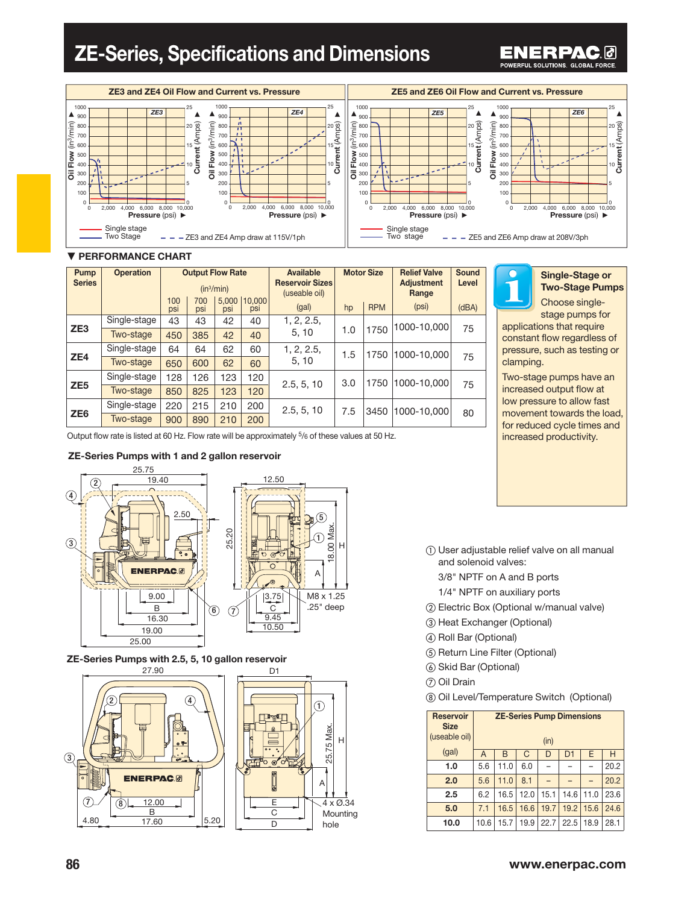# ZE-Series, Specifications and Dimensions

### ZE3 and ZE4 Oil Flow and Current vs. Pressure

### ZE5 and ZE6 Oil Flow and Current vs. Pressure

Single stage
Two Stage
ZE3 and ZE4 Amp draw at 115V/1ph

Single stage
Two stage
ZE5 and ZE6 Amp draw at 208V/3ph

## ▼ PERFORMANCE CHART

| Pump Series | Operation | Output Flow Rate (in³/min) | | | | Available Reservoir Sizes (useable oil) | Motor Size | | Relief Valve Adjustment Range | Sound Level |
|---|---|---|---|---|---|---|---|---|---|---|
| | | 100 psi | 700 psi | 5,000 psi | 10,000 psi | (gal) | hp | RPM | (psi) | (dBA) |
| ZE3 | Single-stage | 43 | 43 | 42 | 40 | 1, 2, 2.5, 5, 10 | 1.0 | 1750 | 1000-10,000 | 75 |
| | Two-stage | 450 | 385 | 42 | 40 | | | | | |
| ZE4 | Single-stage | 64 | 64 | 62 | 60 | 1, 2, 2.5, 5, 10 | 1.5 | 1750 | 1000-10,000 | 75 |
| | Two-stage | 650 | 600 | 62 | 60 | | | | | |
| ZE5 | Single-stage | 128 | 126 | 123 | 120 | 2.5, 5, 10 | 3.0 | 1750 | 1000-10,000 | 75 |
| | Two-stage | 850 | 825 | 123 | 120 | | | | | |
| ZE6 | Single-stage | 220 | 215 | 210 | 200 | 2.5, 5, 10 | 7.5 | 3450 | 1000-10,000 | 80 |
| | Two-stage | 900 | 890 | 210 | 200 | | | | | |

Output flow rate is listed at 60 Hz. Flow rate will be approximately 5/6 of these values at 50 Hz.

**Single-Stage or Two-Stage Pumps**

Choose single-stage pumps for applications that require constant flow regardless of pressure, such as testing or clamping.

Two-stage pumps have an increased output flow at low pressure to allow fast movement towards the load, for reduced cycle times and increased productivity.

### ZE-Series Pumps with 1 and 2 gallon reservoir

25.75, 19.40, 2.50, 25.20, 12.50, 18.00 Max., H, A, 9.00, B, 16.30, 19.00, 25.00, 3.75, C, 9.45, 10.50, M8 x 1.25 .25" deep

### ZE-Series Pumps with 2.5, 5, 10 gallon reservoir

27.90, D1, 25.75 Max., H, A, 12.00, B, 4.80, 17.60, 5.20, E, C, D, 4 x Ø.34 Mounting hole

1. User adjustable relief valve on all manual and solenoid valves:
   3/8" NPTF on A and B ports
   1/4" NPTF on auxiliary ports
2. Electric Box (Optional w/manual valve)
3. Heat Exchanger (Optional)
4. Roll Bar (Optional)
5. Return Line Filter (Optional)
6. Skid Bar (Optional)
7. Oil Drain
8. Oil Level/Temperature Switch (Optional)

| Reservoir Size (useable oil) (gal) | ZE-Series Pump Dimensions (in) | | | | | | |
|---|---|---|---|---|---|---|---|
| | A | B | C | D | D1 | E | H |
| **1.0** | 5.6 | 11.0 | 6.0 | – | – | – | 20.2 |
| **2.0** | 5.6 | 11.0 | 8.1 | – | – | – | 20.2 |
| **2.5** | 6.2 | 16.5 | 12.0 | 15.1 | 14.6 | 11.0 | 23.6 |
| **5.0** | 7.1 | 16.5 | 16.6 | 19.7 | 19.2 | 15.6 | 24.6 |
| **10.0** | 10.6 | 15.7 | 19.9 | 22.7 | 22.5 | 18.9 | 28.1 |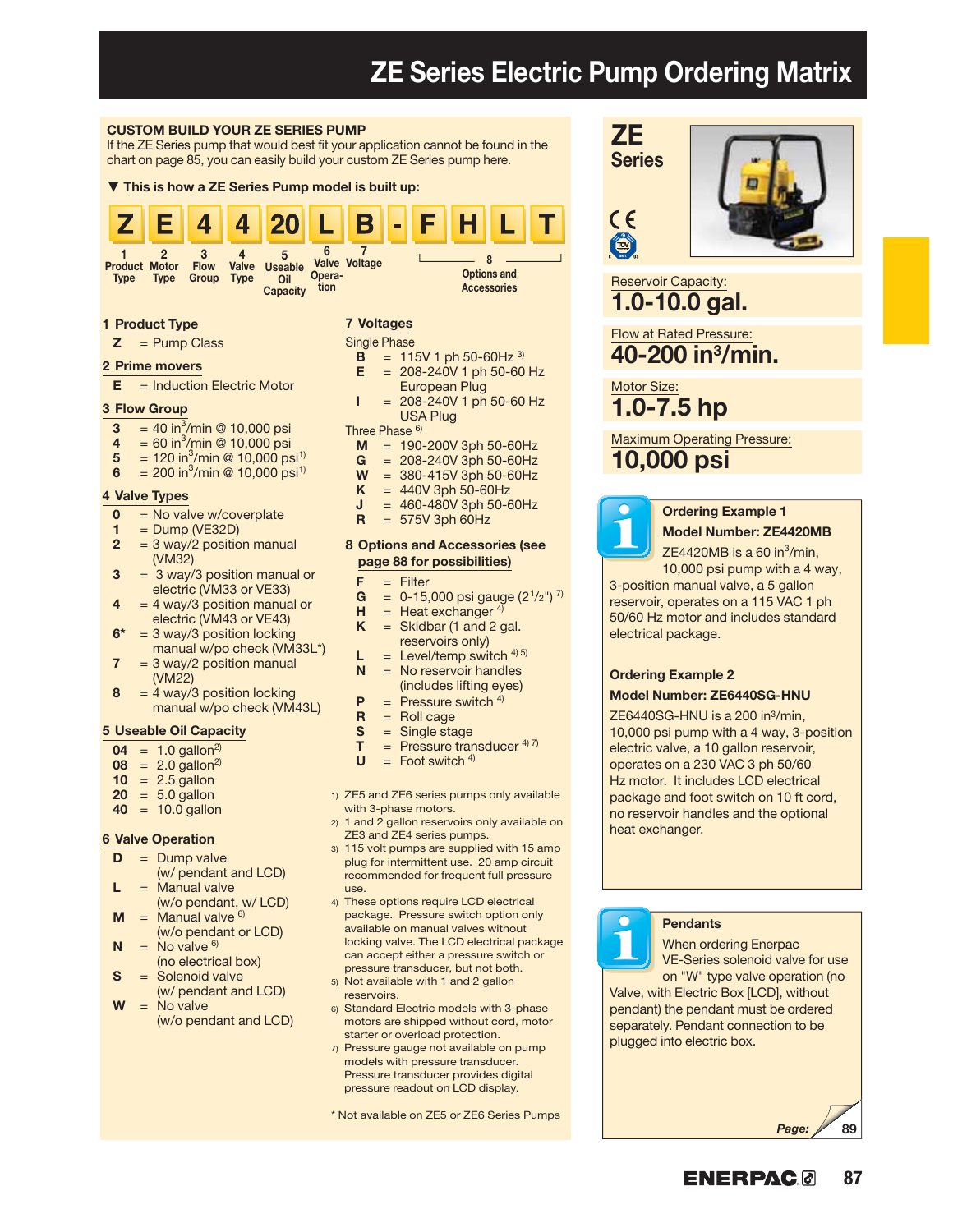# ZE Series Electric Pump Ordering Matrix

## CUSTOM BUILD YOUR ZE SERIES PUMP

If the ZE Series pump that would best fit your application cannot be found in the chart on page 85, you can easily build your custom ZE Series pump here.

**▼ This is how a ZE Series Pump model is built up:**

| Z | E | 4 | 4 | 20 | L | B | - | F | H | L | T |
|---|---|---|---|---|---|---|---|---|---|---|---|
| 1 Product Type | 2 Motor Type | 3 Flow Group | 4 Valve Type | 5 Useable Oil Capacity | 6 Valve Operation | 7 Voltage | | 8 Options and Accessories | | | |

### 1 Product Type
- **Z** = Pump Class

### 2 Prime movers
- **E** = Induction Electric Motor

### 3 Flow Group
- **3** = 40 $in^3$/min @ 10,000 psi
- **4** = 60 $in^3$/min @ 10,000 psi
- **5** = 120 $in^3$/min @ 10,000 psi[1)]
- **6** = 200 $in^3$/min @ 10,000 psi[1)]

### 4 Valve Types
- **0** = No valve w/coverplate
- **1** = Dump (VE32D)
- **2** = 3 way/2 position manual (VM32)
- **3** = 3 way/3 position manual or electric (VM33 or VE33)
- **4** = 4 way/3 position manual or electric (VM43 or VE43)
- **6*** = 3 way/3 position locking manual w/po check (VM33L*)
- **7** = 3 way/2 position manual (VM22)
- **8** = 4 way/3 position locking manual w/po check (VM43L)

### 5 Useable Oil Capacity
- **04** = 1.0 gallon[2)]
- **08** = 2.0 gallon[2)]
- **10** = 2.5 gallon
- **20** = 5.0 gallon
- **40** = 10.0 gallon

### 6 Valve Operation
- **D** = Dump valve (w/ pendant and LCD)
- **L** = Manual valve (w/o pendant, w/ LCD)
- **M** = Manual valve[6)] (w/o pendant or LCD)
- **N** = No valve[6)] (no electrical box)
- **S** = Solenoid valve (w/ pendant and LCD)
- **W** = No valve (w/o pendant and LCD)

### 7 Voltages

Single Phase
- **B** = 115V 1 ph 50-60Hz[3)]
- **E** = 208-240V 1 ph 50-60 Hz European Plug
- **I** = 208-240V 1 ph 50-60 Hz USA Plug

Three Phase[6)]
- **M** = 190-200V 3ph 50-60Hz
- **G** = 208-240V 3ph 50-60Hz
- **W** = 380-415V 3ph 50-60Hz
- **K** = 440V 3ph 50-60Hz
- **J** = 460-480V 3ph 50-60Hz
- **R** = 575V 3ph 60Hz

### 8 Options and Accessories (see page 88 for possibilities)
- **F** = Filter
- **G** = 0-15,000 psi gauge (2½")[7)]
- **H** = Heat exchanger[4)]
- **K** = Skidbar (1 and 2 gal. reservoirs only)
- **L** = Level/temp switch[4) 5)]
- **N** = No reservoir handles (includes lifting eyes)
- **P** = Pressure switch[4)]
- **R** = Roll cage
- **S** = Single stage
- **T** = Pressure transducer[4) 7)]
- **U** = Foot switch[4)]

1) ZE5 and ZE6 series pumps only available with 3-phase motors.
2) 1 and 2 gallon reservoirs only available on ZE3 and ZE4 series pumps.
3) 115 volt pumps are supplied with 15 amp plug for intermittent use. 20 amp circuit recommended for frequent full pressure use.
4) These options require LCD electrical package. Pressure switch option only available on manual valves without locking valve. The LCD electrical package can accept either a pressure switch or pressure transducer, but not both.
5) Not available with 1 and 2 gallon reservoirs.
6) Standard Electric models with 3-phase motors are shipped without cord, motor starter or overload protection.
7) Pressure gauge not available on pump models with pressure transducer. Pressure transducer provides digital pressure readout on LCD display.

\* Not available on ZE5 or ZE6 Series Pumps

## ZE Series

Reservoir Capacity:
**1.0-10.0 gal.**

Flow at Rated Pressure:
**40-200 $in^3$/min.**

Motor Size:
**1.0-7.5 hp**

Maximum Operating Pressure:
**10,000 psi**

### Ordering Example 1

**Model Number: ZE4420MB**

ZE4420MB is a 60 $in^3$/min, 10,000 psi pump with a 4 way, 3-position manual valve, a 5 gallon reservoir, operates on a 115 VAC 1 ph 50/60 Hz motor and includes standard electrical package.

### Ordering Example 2

**Model Number: ZE6440SG-HNU**

ZE6440SG-HNU is a 200 $in^3$/min, 10,000 psi pump with a 4 way, 3-position electric valve, a 10 gallon reservoir, operates on a 230 VAC 3 ph 50/60 Hz motor. It includes LCD electrical package and foot switch on 10 ft cord, no reservoir handles and the optional heat exchanger.

### Pendants

When ordering Enerpac VE-Series solenoid valve for use on "W" type valve operation (no Valve, with Electric Box [LCD], without pendant) the pendant must be ordered separately. Pendant connection to be plugged into electric box.

Page: 89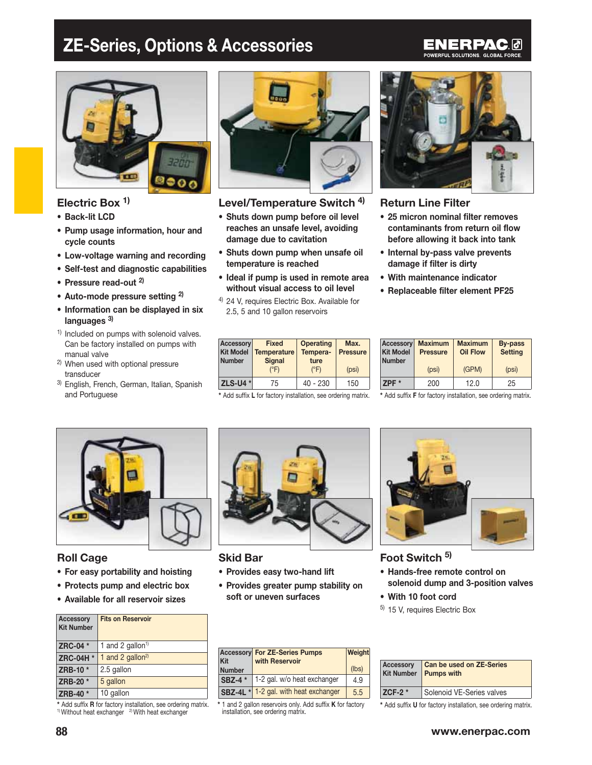# ZE-Series, Options & Accessories

## Electric Box [1)]

- Back-lit LCD
- Pump usage information, hour and cycle counts
- Low-voltage warning and recording
- Self-test and diagnostic capabilities
- Pressure read-out [2)]
- Auto-mode pressure setting [2)]
- Information can be displayed in six languages [3)]

[1)] Included on pumps with solenoid valves. Can be factory installed on pumps with manual valve

[2)] When used with optional pressure transducer

[3)] English, French, German, Italian, Spanish and Portuguese

## Level/Temperature Switch [4)]

- Shuts down pump before oil level reaches an unsafe level, avoiding damage due to cavitation
- Shuts down pump when unsafe oil temperature is reached
- Ideal if pump is used in remote area without visual access to oil level

[4)] 24 V, requires Electric Box. Available for 2.5, 5 and 10 gallon reservoirs

| Accessory Kit Model Number | Fixed Temperature Signal (°F) | Operating Temperature (°F) | Max. Pressure (psi) |
|---|---|---|---|
| ZLS-U4 * | 75 | 40 - 230 | 150 |

* Add suffix **L** for factory installation, see ordering matrix.

## Return Line Filter

- 25 micron nominal filter removes contaminants from return oil flow before allowing it back into tank
- Internal by-pass valve prevents damage if filter is dirty
- With maintenance indicator
- Replaceable filter element PF25

| Accessory Kit Model Number | Maximum Pressure (psi) | Maximum Oil Flow (GPM) | By-pass Setting (psi) |
|---|---|---|---|
| ZPF * | 200 | 12.0 | 25 |

* Add suffix **F** for factory installation, see ordering matrix.

## Roll Cage

- For easy portability and hoisting
- Protects pump and electric box
- Available for all reservoir sizes

| Accessory Kit Number | Fits on Reservoir |
|---|---|
| ZRC-04 * | 1 and 2 gallon[1)] |
| ZRC-04H * | 1 and 2 gallon[2)] |
| ZRB-10 * | 2.5 gallon |
| ZRB-20 * | 5 gallon |
| ZRB-40 * | 10 gallon |

* Add suffix **R** for factory installation, see ordering matrix.
[1)] Without heat exchanger [2)] With heat exchanger

## Skid Bar

- Provides easy two-hand lift
- Provides greater pump stability on soft or uneven surfaces

| Accessory Kit Number | For ZE-Series Pumps with Reservoir | Weight (lbs) |
|---|---|---|
| SBZ-4 * | 1-2 gal. w/o heat exchanger | 4.9 |
| SBZ-4L * | 1-2 gal. with heat exchanger | 5.5 |

* 1 and 2 gallon reservoirs only. Add suffix **K** for factory installation, see ordering matrix.

## Foot Switch [5)]

- Hands-free remote control on solenoid dump and 3-position valves
- With 10 foot cord

[5)] 15 V, requires Electric Box

| Accessory Kit Number | Can be used on ZE-Series Pumps with |
|---|---|
| ZCF-2 * | Solenoid VE-Series valves |

* Add suffix **U** for factory installation, see ordering matrix.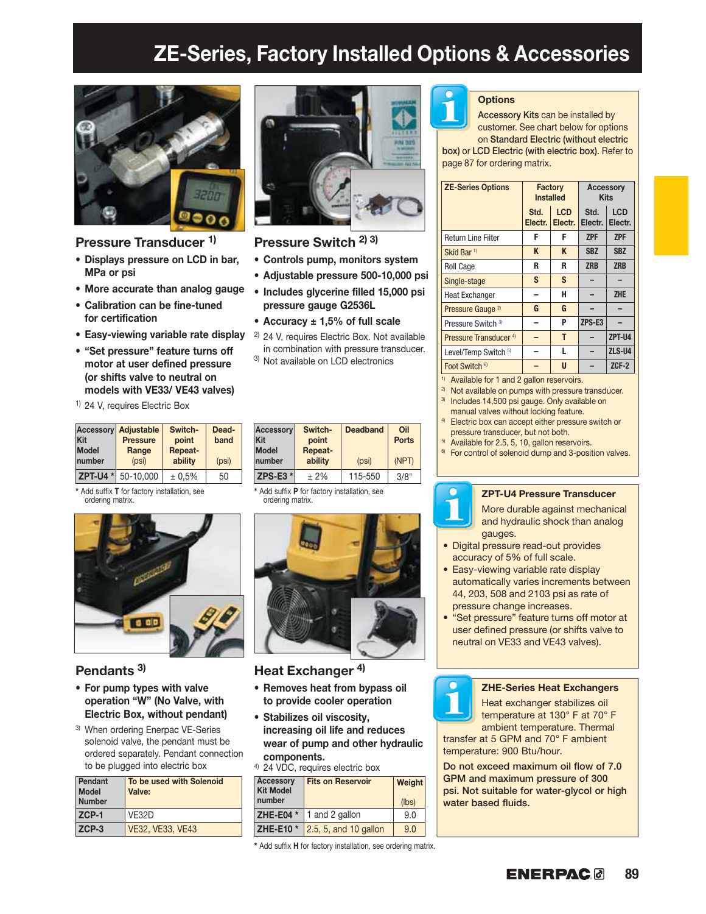# ZE-Series, Factory Installed Options & Accessories

## Pressure Transducer [1)]

- Displays pressure on LCD in bar, MPa or psi
- More accurate than analog gauge
- Calibration can be fine-tuned for certification
- Easy-viewing variable rate display
- "Set pressure" feature turns off motor at user defined pressure (or shifts valve to neutral on models with VE33/ VE43 valves)

[1)] 24 V, requires Electric Box

| Accessory Kit Model number | Adjustable Pressure Range (psi) | Switch-point Repeat-ability | Dead-band (psi) |
|---|---|---|---|
| ZPT-U4 * | 50-10,000 | ± 0,5% | 50 |

\* Add suffix **T** for factory installation, see ordering matrix.

## Pressure Switch [2) 3)]

- Controls pump, monitors system
- Adjustable pressure 500-10,000 psi
- Includes glycerine filled 15,000 psi pressure gauge G2536L
- Accuracy ± 1,5% of full scale

[2)] 24 V, requires Electric Box. Not available in combination with pressure transducer.
[3)] Not available on LCD electronics

| Accessory Kit Model number | Switch-point Repeat-ability | Deadband (psi) | Oil Ports (NPT) |
|---|---|---|---|
| ZPS-E3 * | ± 2% | 115-550 | 3/8" |

\* Add suffix **P** for factory installation, see ordering matrix.

## Options

Accessory Kits can be installed by customer. See chart below for options on Standard Electric (without electric box) or LCD Electric (with electric box). Refer to page 87 for ordering matrix.

| ZE-Series Options | Factory Installed | | Accessory Kits | |
|---|---|---|---|---|
| | Std. Electr. | LCD Electr. | Std. Electr. | LCD Electr. |
| Return Line Filter | F | F | ZPF | ZPF |
| Skid Bar [1)] | K | K | SBZ | SBZ |
| Roll Cage | R | R | ZRB | ZRB |
| Single-stage | S | S | – | – |
| Heat Exchanger | – | H | – | ZHE |
| Pressure Gauge [2)] | G | G | – | – |
| Pressure Switch [3)] | – | P | ZPS-E3 | – |
| Pressure Transducer [4)] | – | T | – | ZPT-U4 |
| Level/Temp Switch [5)] | – | L | – | ZLS-U4 |
| Foot Switch [6)] | – | U | – | ZCF-2 |

[1)] Available for 1 and 2 gallon reservoirs.
[2)] Not available on pumps with pressure transducer.
[3)] Includes 14,500 psi gauge. Only available on manual valves without locking feature.
[4)] Electric box can accept either pressure switch or pressure transducer, but not both.
[5)] Available for 2.5, 5, 10, gallon reservoirs.
[6)] For control of solenoid dump and 3-position valves.

## Pendants [3)]

- For pump types with valve operation "W" (No Valve, with Electric Box, without pendant)

[3)] When ordering Enerpac VE-Series solenoid valve, the pendant must be ordered separately. Pendant connection to be plugged into electric box

| Pendant Model Number | To be used with Solenoid Valve: |
|---|---|
| ZCP-1 | VE32D |
| ZCP-3 | VE32, VE33, VE43 |

## Heat Exchanger [4)]

- Removes heat from bypass oil to provide cooler operation
- Stabilizes oil viscosity, increasing oil life and reduces wear of pump and other hydraulic components.

[4)] 24 VDC, requires electric box

| Accessory Kit Model number | Fits on Reservoir | Weight (lbs) |
|---|---|---|
| ZHE-E04 * | 1 and 2 gallon | 9.0 |
| ZHE-E10 * | 2.5, 5, and 10 gallon | 9.0 |

\* Add suffix **H** for factory installation, see ordering matrix.

## ZPT-U4 Pressure Transducer

More durable against mechanical and hydraulic shock than analog gauges.

- Digital pressure read-out provides accuracy of 5% of full scale.
- Easy-viewing variable rate display automatically varies increments between 44, 203, 508 and 2103 psi as rate of pressure change increases.
- "Set pressure" feature turns off motor at user defined pressure (or shifts valve to neutral on VE33 and VE43 valves).

## ZHE-Series Heat Exchangers

Heat exchanger stabilizes oil temperature at 130° F at 70° F ambient temperature. Thermal transfer at 5 GPM and 70° F ambient temperature: 900 Btu/hour.

**Do not exceed maximum oil flow of 7.0 GPM and maximum pressure of 300 psi. Not suitable for water-glycol or high water based fluids.**